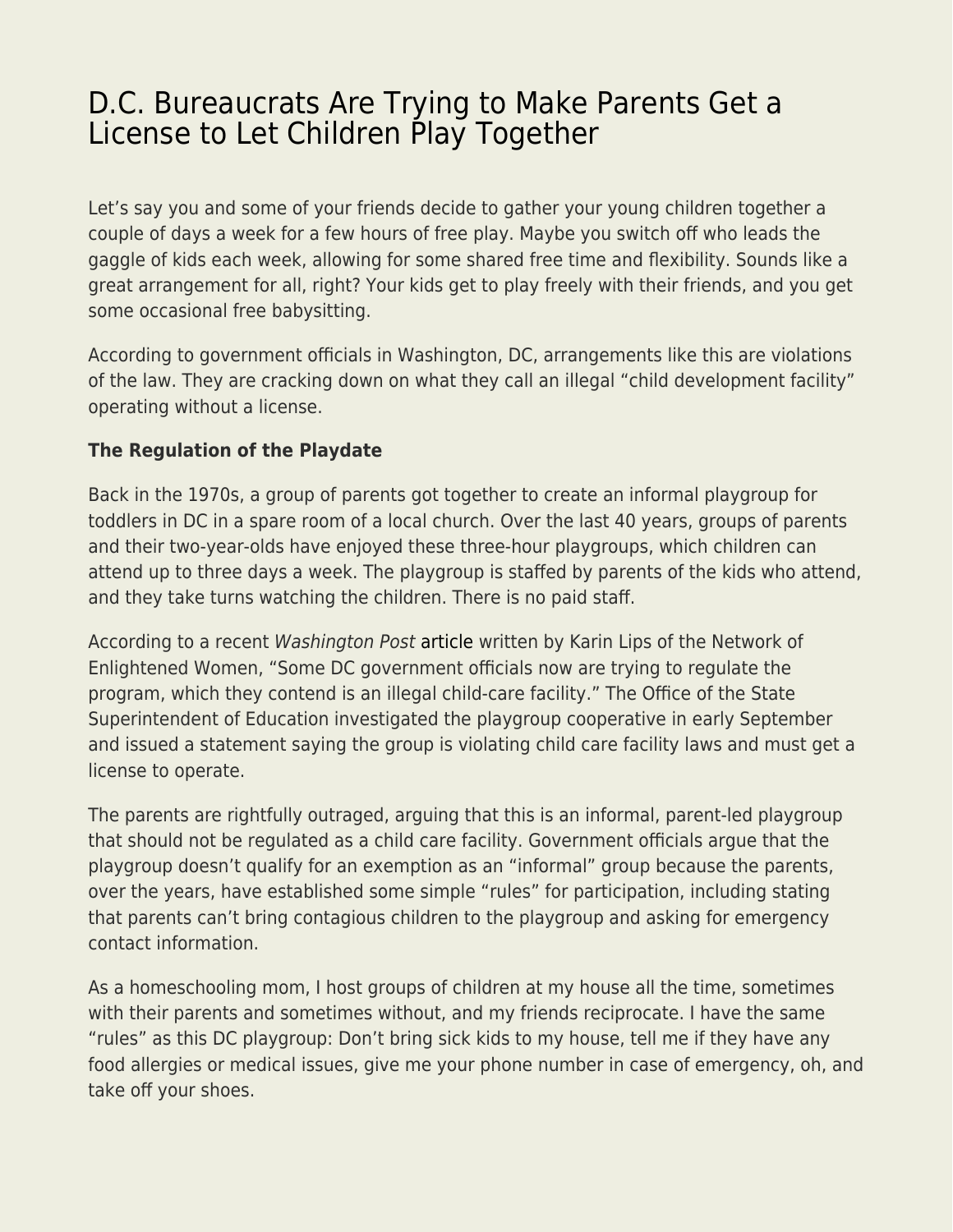# D.C. Bureaucrats Are Trying to Make Parents Get a License to Let Children Play Together

Let's say you and some of your friends decide to gather your young children together a couple of days a week for a few hours of free play. Maybe you switch off who leads the gaggle of kids each week, allowing for some shared free time and flexibility. Sounds like a great arrangement for all, right? Your kids get to play freely with their friends, and you get some occasional free babysitting.

According to government officials in Washington, DC, arrangements like this are violations of the law. They are cracking down on what they call an illegal "child development facility" operating without a license.

**The Regulation of the Playdate**

Back in the 1970s, a group of parents got together to create an informal playgroup for toddlers in DC in a spare room of a local church. Over the last 40 years, groups of parents and their two-year-olds have enjoyed these three-hour playgroups, which children can attend up to three days a week. The playgroup is staffed by parents of the kids who attend, and they take turns watching the children. There is no paid staff.

According to a recent *Washington Post* article written by Karin Lips of the Network of Enlightened Women, "Some DC government officials now are trying to regulate the program, which they contend is an illegal child-care facility." The Office of the State Superintendent of Education investigated the playgroup cooperative in early September and issued a statement saying the group is violating child care facility laws and must get a license to operate.

The parents are rightfully outraged, arguing that this is an informal, parent-led playgroup that should not be regulated as a child care facility. Government officials argue that the playgroup doesn't qualify for an exemption as an "informal" group because the parents, over the years, have established some simple "rules" for participation, including stating that parents can't bring contagious children to the playgroup and asking for emergency contact information.

As a homeschooling mom, I host groups of children at my house all the time, sometimes with their parents and sometimes without, and my friends reciprocate. I have the same "rules" as this DC playgroup: Don't bring sick kids to my house, tell me if they have any food allergies or medical issues, give me your phone number in case of emergency, oh, and take off your shoes.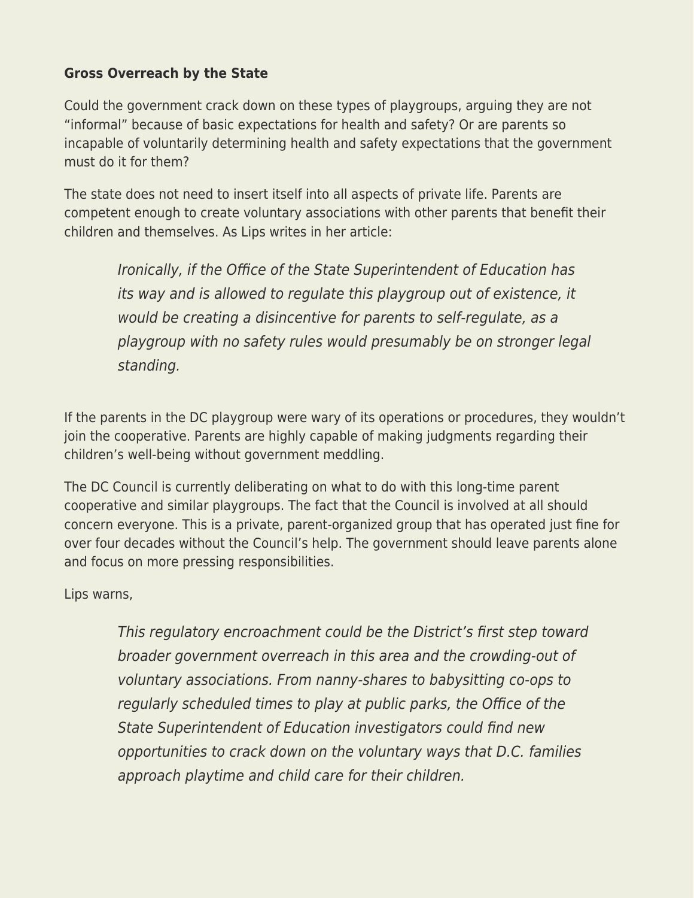**Gross Overreach by the State**

Could the government crack down on these types of playgroups, arguing they are not "informal" because of basic expectations for health and safety? Or are parents so incapable of voluntarily determining health and safety expectations that the government must do it for them?

The state does not need to insert itself into all aspects of private life. Parents are competent enough to create voluntary associations with other parents that benefit their children and themselves. As Lips writes in her article:

> *Ironically, if the Office of the State Superintendent of Education has its way and is allowed to regulate this playgroup out of existence, it would be creating a disincentive for parents to self-regulate, as a playgroup with no safety rules would presumably be on stronger legal standing.*

If the parents in the DC playgroup were wary of its operations or procedures, they wouldn't join the cooperative. Parents are highly capable of making judgments regarding their children's well-being without government meddling.

The DC Council is currently deliberating on what to do with this long-time parent cooperative and similar playgroups. The fact that the Council is involved at all should concern everyone. This is a private, parent-organized group that has operated just fine for over four decades without the Council's help. The government should leave parents alone and focus on more pressing responsibilities.

Lips warns,

> *This regulatory encroachment could be the District's first step toward broader government overreach in this area and the crowding-out of voluntary associations. From nanny-shares to babysitting co-ops to regularly scheduled times to play at public parks, the Office of the State Superintendent of Education investigators could find new opportunities to crack down on the voluntary ways that D.C. families approach playtime and child care for their children.*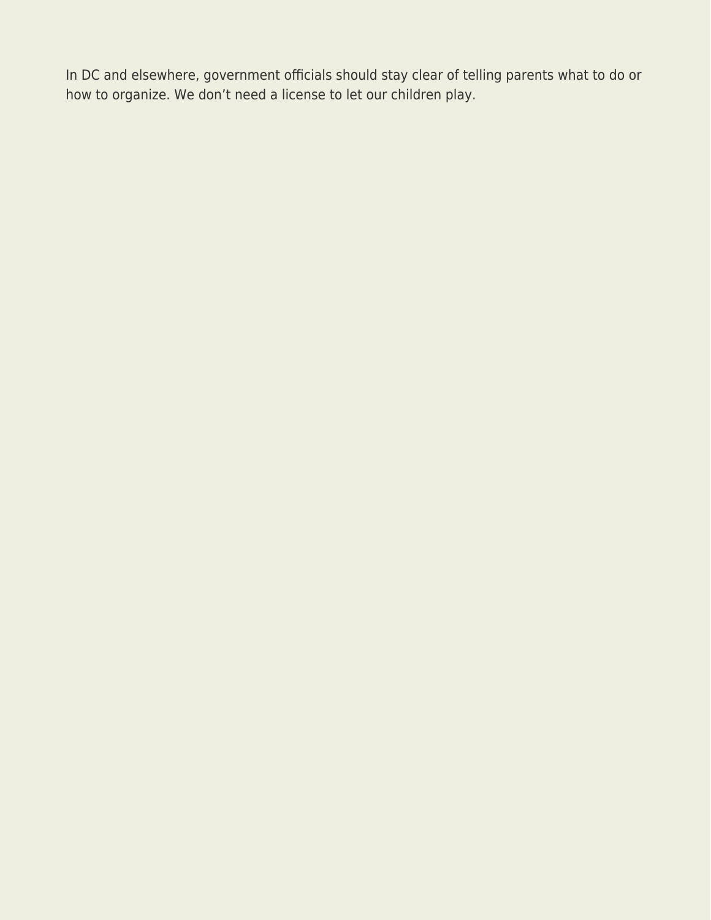In DC and elsewhere, government officials should stay clear of telling parents what to do or how to organize. We don't need a license to let our children play.